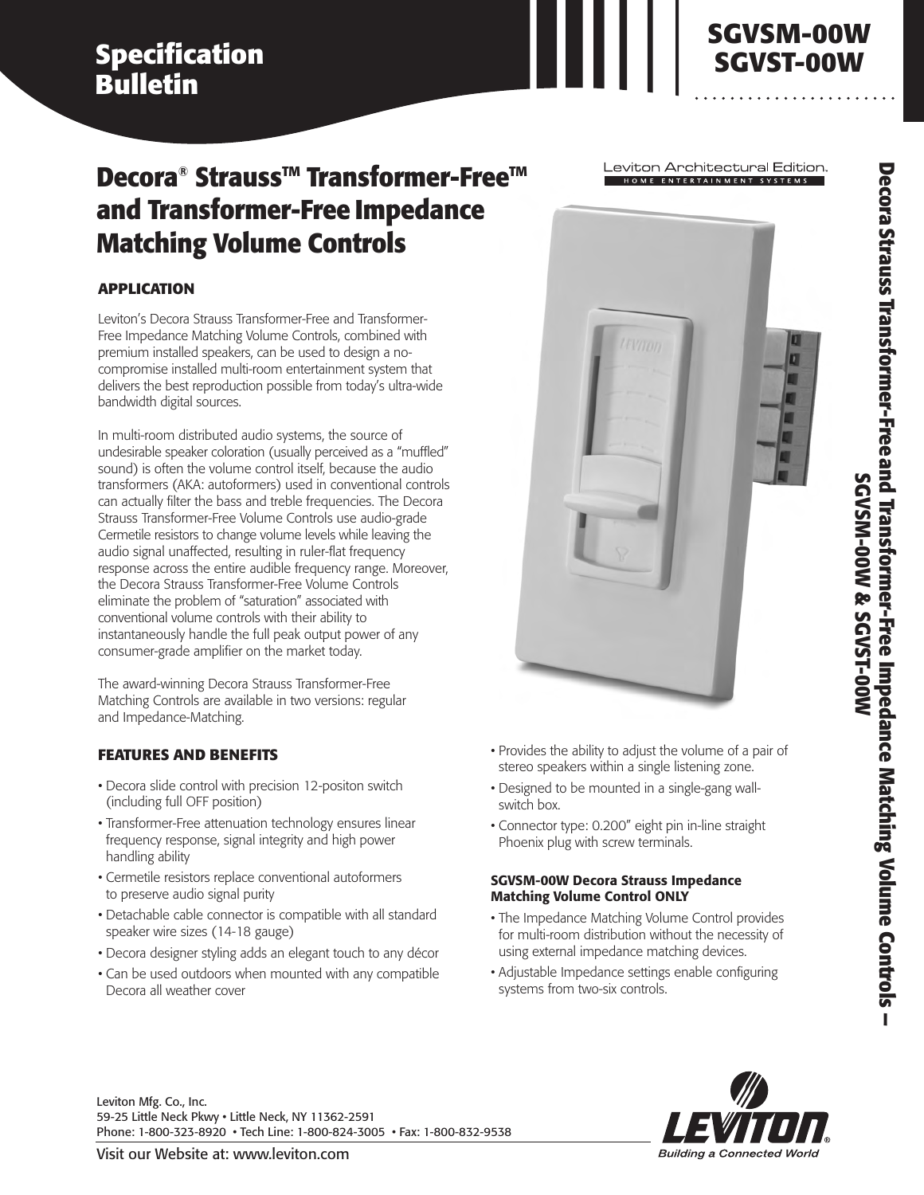# Specification Bulletin

**SGVSM-00W**
**SGVST-00W**

## Decora® Strauss™ Transformer-Free™ and Transformer-Free Impedance Matching Volume Controls

Leviton Architectural Edition.
HOME ENTERTAINMENT SYSTEMS

### APPLICATION

Leviton's Decora Strauss Transformer-Free and Transformer-Free Impedance Matching Volume Controls, combined with premium installed speakers, can be used to design a no-compromise installed multi-room entertainment system that delivers the best reproduction possible from today's ultra-wide bandwidth digital sources.

In multi-room distributed audio systems, the source of undesirable speaker coloration (usually perceived as a "muffled" sound) is often the volume control itself, because the audio transformers (AKA: autoformers) used in conventional controls can actually filter the bass and treble frequencies. The Decora Strauss Transformer-Free Volume Controls use audio-grade Cermetile resistors to change volume levels while leaving the audio signal unaffected, resulting in ruler-flat frequency response across the entire audible frequency range. Moreover, the Decora Strauss Transformer-Free Volume Controls eliminate the problem of "saturation" associated with conventional volume controls with their ability to instantaneously handle the full peak output power of any consumer-grade amplifier on the market today.

The award-winning Decora Strauss Transformer-Free Matching Controls are available in two versions: regular and Impedance-Matching.

### FEATURES AND BENEFITS

- Decora slide control with precision 12-positon switch (including full OFF position)
- Transformer-Free attenuation technology ensures linear frequency response, signal integrity and high power handling ability
- Cermetile resistors replace conventional autoformers to preserve audio signal purity
- Detachable cable connector is compatible with all standard speaker wire sizes (14-18 gauge)
- Decora designer styling adds an elegant touch to any décor
- Can be used outdoors when mounted with any compatible Decora all weather cover
- Provides the ability to adjust the volume of a pair of stereo speakers within a single listening zone.
- Designed to be mounted in a single-gang wall-switch box.
- Connector type: 0.200" eight pin in-line straight Phoenix plug with screw terminals.

#### SGVSM-00W Decora Strauss Impedance Matching Volume Control ONLY

- The Impedance Matching Volume Control provides for multi-room distribution without the necessity of using external impedance matching devices.
- Adjustable Impedance settings enable configuring systems from two-six controls.

Decora Strauss Transformer-Free and Transformer-Free Impedance Matching Volume Controls – SGVSM-00W & SGVST-00W

Leviton Mfg. Co., Inc.
59-25 Little Neck Pkwy • Little Neck, NY 11362-2591
Phone: 1-800-323-8920 • Tech Line: 1-800-824-3005 • Fax: 1-800-832-9538

Visit our Website at: www.leviton.com

LEVITON® Building a Connected World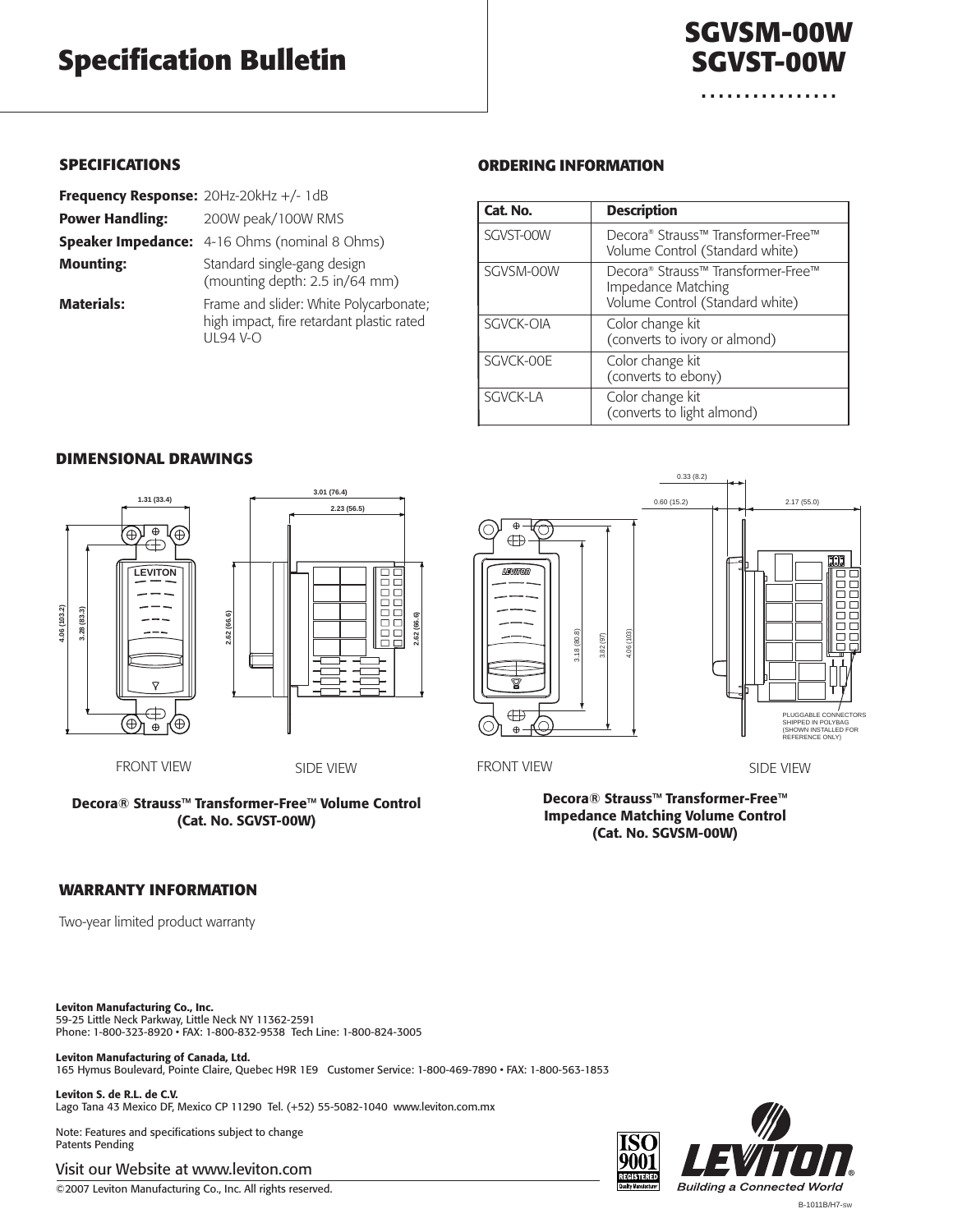# Specification Bulletin

# SGVSM-00W SGVST-00W

## SPECIFICATIONS

**Frequency Response:** 20Hz-20kHz +/- 1dB

**Power Handling:** 200W peak/100W RMS

**Speaker Impedance:** 4-16 Ohms (nominal 8 Ohms)

**Mounting:** Standard single-gang design (mounting depth: 2.5 in/64 mm)

**Materials:** Frame and slider: White Polycarbonate; high impact, fire retardant plastic rated UL94 V-O

## ORDERING INFORMATION

| Cat. No. | Description |
|---|---|
| SGVST-00W | Decora® Strauss™ Transformer-Free™ Volume Control (Standard white) |
| SGVSM-00W | Decora® Strauss™ Transformer-Free™ Impedance Matching Volume Control (Standard white) |
| SGVCK-OIA | Color change kit (converts to ivory or almond) |
| SGVCK-00E | Color change kit (converts to ebony) |
| SGVCK-LA | Color change kit (converts to light almond) |

## DIMENSIONAL DRAWINGS

1.31 (33.4)
4.06 (103.2)
3.28 (83.3)
LEVITON
3.01 (76.4)
2.23 (56.5)
2.62 (66.6)
2.62 (66.6)

FRONT VIEW SIDE VIEW

**Decora® Strauss™ Transformer-Free™ Volume Control (Cat. No. SGVST-00W)**

0.33 (8.2)
0.60 (15.2)
2.17 (55.0)
LEVITON
3.18 (80.8)
3.82 (97)
4.06 (103)
PLUGGABLE CONNECTORS SHIPPED IN POLYBAG (SHOWN INSTALLED FOR REFERENCE ONLY)

FRONT VIEW SIDE VIEW

**Decora® Strauss™ Transformer-Free™ Impedance Matching Volume Control (Cat. No. SGVSM-00W)**

## WARRANTY INFORMATION

Two-year limited product warranty

**Leviton Manufacturing Co., Inc.**
59-25 Little Neck Parkway, Little Neck NY 11362-2591
Phone: 1-800-323-8920 • FAX: 1-800-832-9538 Tech Line: 1-800-824-3005

**Leviton Manufacturing of Canada, Ltd.**
165 Hymus Boulevard, Pointe Claire, Quebec H9R 1E9 Customer Service: 1-800-469-7890 • FAX: 1-800-563-1853

**Leviton S. de R.L. de C.V.**
Lago Tana 43 Mexico DF, Mexico CP 11290 Tel. (+52) 55-5082-1040 www.leviton.com.mx

Note: Features and specifications subject to change
Patents Pending

Visit our Website at www.leviton.com

©2007 Leviton Manufacturing Co., Inc. All rights reserved.

ISO 9001 REGISTERED Quality Manufacturer

LEVITON® Building a Connected World

B-1011B/H7-sw